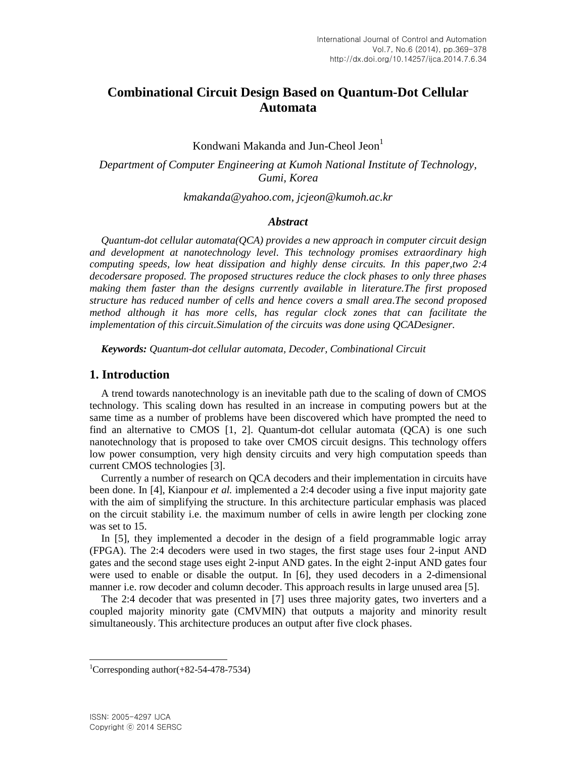# Combinational Circuit Design Based on Quantum-Dot Cellular Automata

Kondwani Makanda and Jun-Cheol Jeon[1]

*Department of Computer Engineering at Kumoh National Institute of Technology, Gumi, Korea*

*kmakanda@yahoo.com, jcjeon@kumoh.ac.kr*

### *Abstract*

*Quantum-dot cellular automata(QCA) provides a new approach in computer circuit design and development at nanotechnology level. This technology promises extraordinary high computing speeds, low heat dissipation and highly dense circuits. In this paper,two 2:4 decodersare proposed. The proposed structures reduce the clock phases to only three phases making them faster than the designs currently available in literature.The first proposed structure has reduced number of cells and hence covers a small area.The second proposed method although it has more cells, has regular clock zones that can facilitate the implementation of this circuit.Simulation of the circuits was done using QCADesigner.*

***Keywords:*** *Quantum-dot cellular automata, Decoder, Combinational Circuit*

## 1. Introduction

A trend towards nanotechnology is an inevitable path due to the scaling of down of CMOS technology. This scaling down has resulted in an increase in computing powers but at the same time as a number of problems have been discovered which have prompted the need to find an alternative to CMOS [1, 2]. Quantum-dot cellular automata (QCA) is one such nanotechnology that is proposed to take over CMOS circuit designs. This technology offers low power consumption, very high density circuits and very high computation speeds than current CMOS technologies [3].

Currently a number of research on QCA decoders and their implementation in circuits have been done. In [4], Kianpour *et al.* implemented a 2:4 decoder using a five input majority gate with the aim of simplifying the structure. In this architecture particular emphasis was placed on the circuit stability i.e. the maximum number of cells in awire length per clocking zone was set to 15.

In [5], they implemented a decoder in the design of a field programmable logic array (FPGA). The 2:4 decoders were used in two stages, the first stage uses four 2-input AND gates and the second stage uses eight 2-input AND gates. In the eight 2-input AND gates four were used to enable or disable the output. In [6], they used decoders in a 2-dimensional manner i.e. row decoder and column decoder. This approach results in large unused area [5].

The 2:4 decoder that was presented in [7] uses three majority gates, two inverters and a coupled majority minority gate (CMVMIN) that outputs a majority and minority result simultaneously. This architecture produces an output after five clock phases.

[1]Corresponding author(+82-54-478-7534)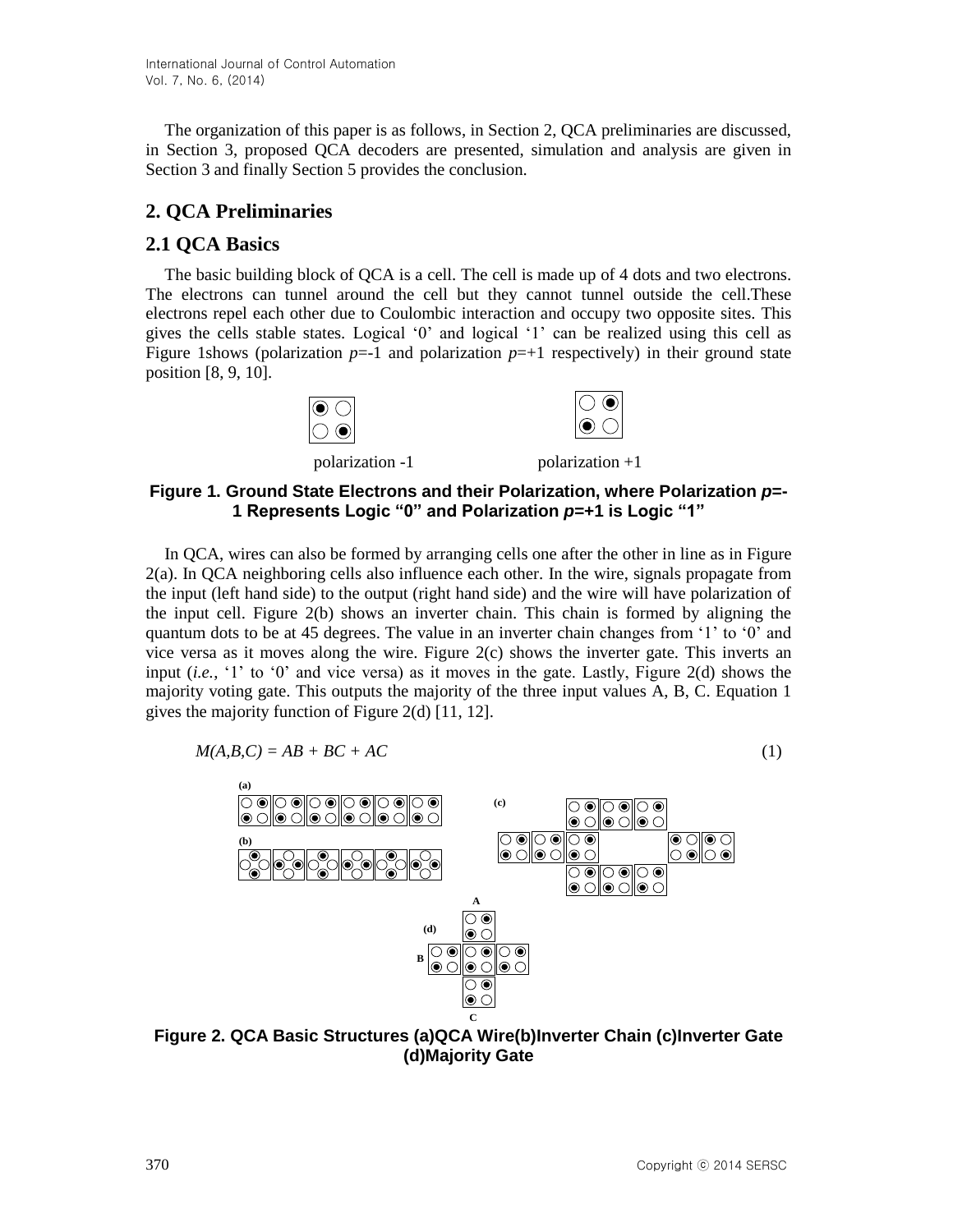The organization of this paper is as follows, in Section 2, QCA preliminaries are discussed, in Section 3, proposed QCA decoders are presented, simulation and analysis are given in Section 3 and finally Section 5 provides the conclusion.

## 2. QCA Preliminaries

### 2.1 QCA Basics

The basic building block of QCA is a cell. The cell is made up of 4 dots and two electrons. The electrons can tunnel around the cell but they cannot tunnel outside the cell.These electrons repel each other due to Coulombic interaction and occupy two opposite sites. This gives the cells stable states. Logical '0' and logical '1' can be realized using this cell as Figure 1shows (polarization $p$=-1 and polarization $p$=+1 respectively) in their ground state position [8, 9, 10].

polarization -1 polarization +1

**Figure 1. Ground State Electrons and their Polarization, where Polarization $p$=-1 Represents Logic "0" and Polarization $p$=+1 is Logic "1"**

In QCA, wires can also be formed by arranging cells one after the other in line as in Figure 2(a). In QCA neighboring cells also influence each other. In the wire, signals propagate from the input (left hand side) to the output (right hand side) and the wire will have polarization of the input cell. Figure 2(b) shows an inverter chain. This chain is formed by aligning the quantum dots to be at 45 degrees. The value in an inverter chain changes from '1' to '0' and vice versa as it moves along the wire. Figure 2(c) shows the inverter gate. This inverts an input (*i.e.*, '1' to '0' and vice versa) as it moves in the gate. Lastly, Figure 2(d) shows the majority voting gate. This outputs the majority of the three input values A, B, C. Equation 1 gives the majority function of Figure 2(d) [11, 12].

$$M(A,B,C) = AB + BC + AC \tag{1}$$

(a) (b) (c) (d) A B C

**Figure 2. QCA Basic Structures (a)QCA Wire(b)Inverter Chain (c)Inverter Gate (d)Majority Gate**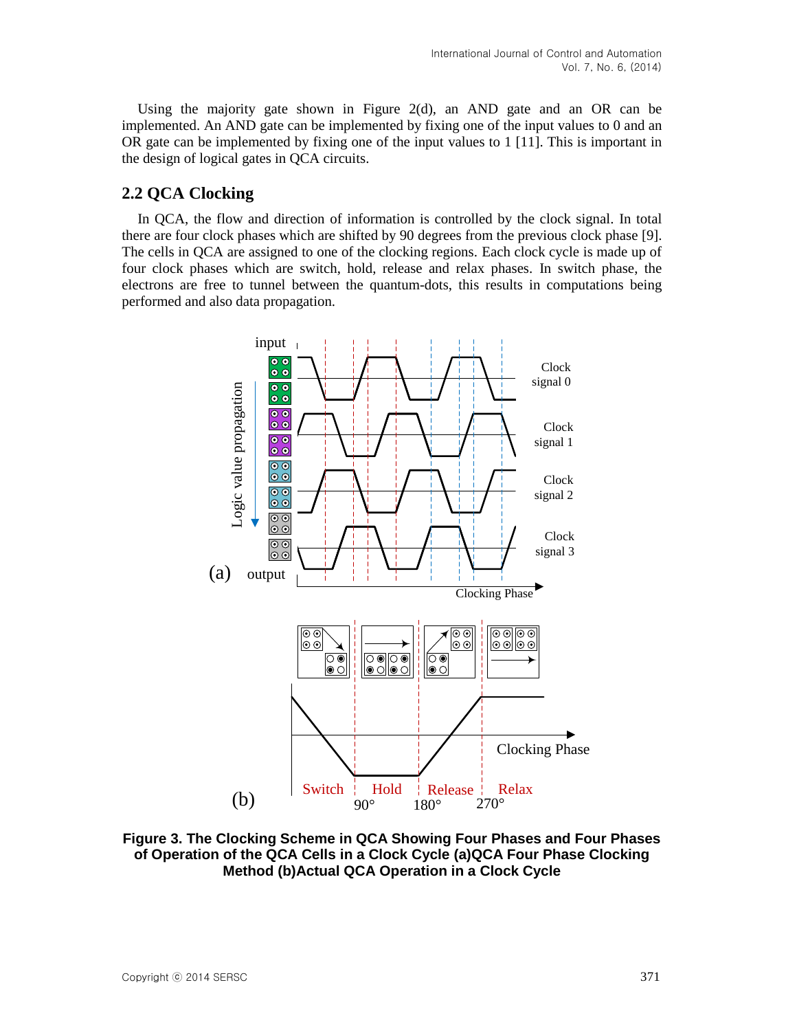Using the majority gate shown in Figure 2(d), an AND gate and an OR can be implemented. An AND gate can be implemented by fixing one of the input values to 0 and an OR gate can be implemented by fixing one of the input values to 1 [11]. This is important in the design of logical gates in QCA circuits.

## 2.2 QCA Clocking

In QCA, the flow and direction of information is controlled by the clock signal. In total there are four clock phases which are shifted by 90 degrees from the previous clock phase [9]. The cells in QCA are assigned to one of the clocking regions. Each clock cycle is made up of four clock phases which are switch, hold, release and relax phases. In switch phase, the electrons are free to tunnel between the quantum-dots, this results in computations being performed and also data propagation.

**Figure 3. The Clocking Scheme in QCA Showing Four Phases and Four Phases of Operation of the QCA Cells in a Clock Cycle (a)QCA Four Phase Clocking Method (b)Actual QCA Operation in a Clock Cycle**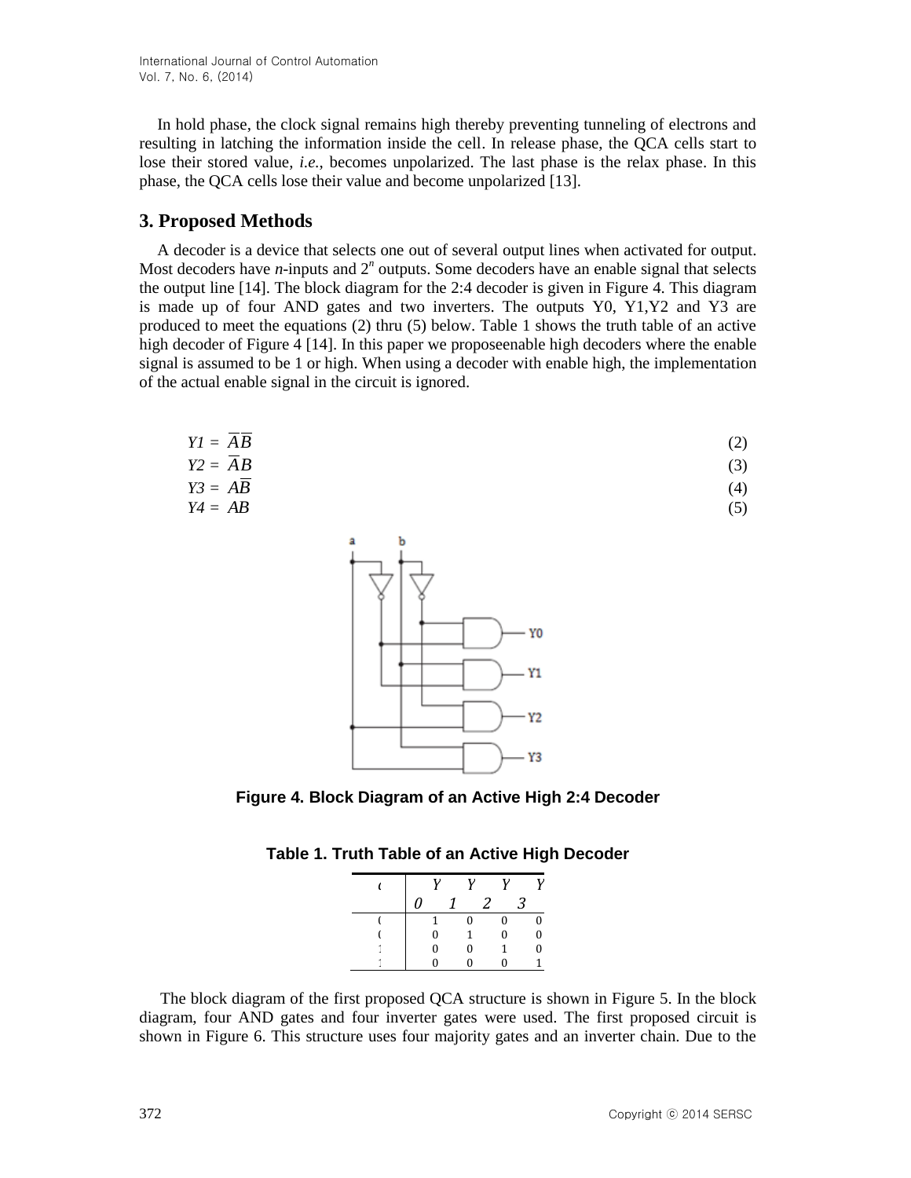In hold phase, the clock signal remains high thereby preventing tunneling of electrons and resulting in latching the information inside the cell. In release phase, the QCA cells start to lose their stored value, *i.e.*, becomes unpolarized. The last phase is the relax phase. In this phase, the QCA cells lose their value and become unpolarized [13].

## 3. Proposed Methods

A decoder is a device that selects one out of several output lines when activated for output. Most decoders have *n*-inputs and $2^n$ outputs. Some decoders have an enable signal that selects the output line [14]. The block diagram for the 2:4 decoder is given in Figure 4. This diagram is made up of four AND gates and two inverters. The outputs Y0, Y1,Y2 and Y3 are produced to meet the equations (2) thru (5) below. Table 1 shows the truth table of an active high decoder of Figure 4 [14]. In this paper we proposeenable high decoders where the enable signal is assumed to be 1 or high. When using a decoder with enable high, the implementation of the actual enable signal in the circuit is ignored.

$$Y1 = \overline{A}\overline{B} \quad (2)$$

$$Y2 = \overline{A}B \quad (3)$$

$$Y3 = A\overline{B} \quad (4)$$

$$Y4 = AB \quad (5)$$

**Figure 4. Block Diagram of an Active High 2:4 Decoder**

**Table 1. Truth Table of an Active High Decoder**

| ( | Y0 | Y1 | Y2 | Y3 |
|---|---|---|---|---|
| ( | 1 | 0 | 0 | 0 |
| ( | 0 | 1 | 0 | 0 |
| 1 | 0 | 0 | 1 | 0 |
| 1 | 0 | 0 | 0 | 1 |

The block diagram of the first proposed QCA structure is shown in Figure 5. In the block diagram, four AND gates and four inverter gates were used. The first proposed circuit is shown in Figure 6. This structure uses four majority gates and an inverter chain. Due to the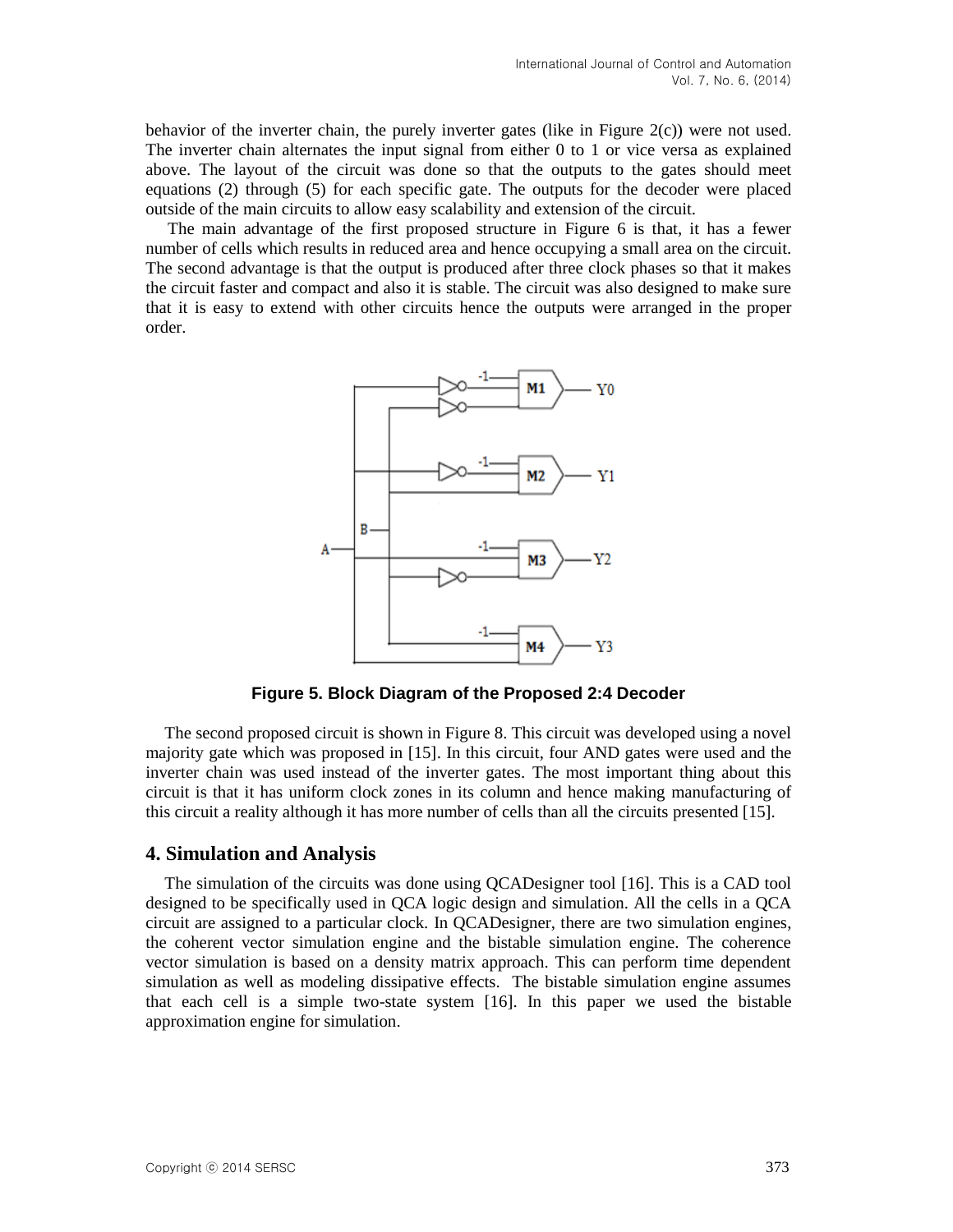behavior of the inverter chain, the purely inverter gates (like in Figure 2(c)) were not used. The inverter chain alternates the input signal from either 0 to 1 or vice versa as explained above. The layout of the circuit was done so that the outputs to the gates should meet equations (2) through (5) for each specific gate. The outputs for the decoder were placed outside of the main circuits to allow easy scalability and extension of the circuit.

The main advantage of the first proposed structure in Figure 6 is that, it has a fewer number of cells which results in reduced area and hence occupying a small area on the circuit. The second advantage is that the output is produced after three clock phases so that it makes the circuit faster and compact and also it is stable. The circuit was also designed to make sure that it is easy to extend with other circuits hence the outputs were arranged in the proper order.

**Figure 5. Block Diagram of the Proposed 2:4 Decoder**

The second proposed circuit is shown in Figure 8. This circuit was developed using a novel majority gate which was proposed in [15]. In this circuit, four AND gates were used and the inverter chain was used instead of the inverter gates. The most important thing about this circuit is that it has uniform clock zones in its column and hence making manufacturing of this circuit a reality although it has more number of cells than all the circuits presented [15].

## 4. Simulation and Analysis

The simulation of the circuits was done using QCADesigner tool [16]. This is a CAD tool designed to be specifically used in QCA logic design and simulation. All the cells in a QCA circuit are assigned to a particular clock. In QCADesigner, there are two simulation engines, the coherent vector simulation engine and the bistable simulation engine. The coherence vector simulation is based on a density matrix approach. This can perform time dependent simulation as well as modeling dissipative effects. The bistable simulation engine assumes that each cell is a simple two-state system [16]. In this paper we used the bistable approximation engine for simulation.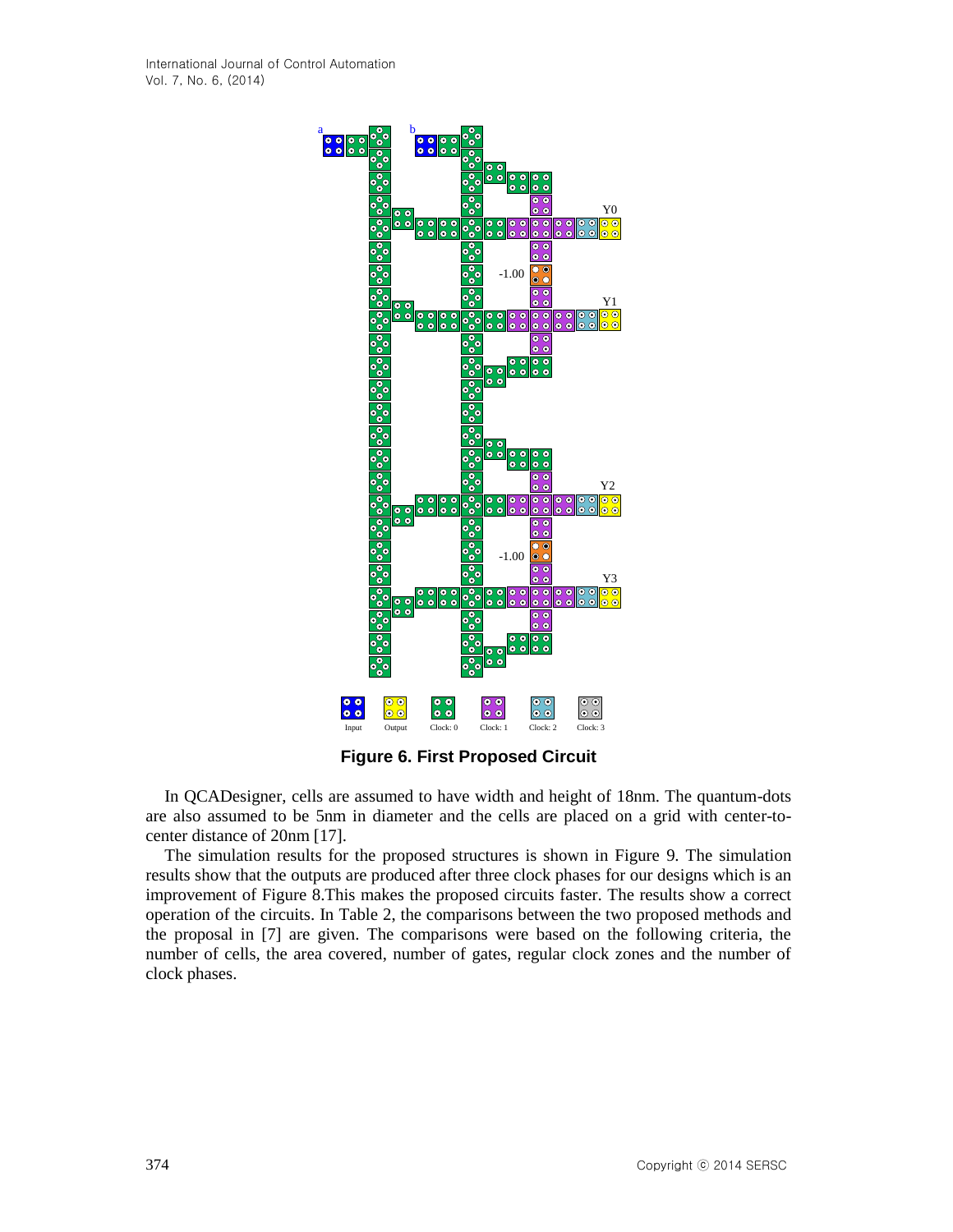**Figure 6. First Proposed Circuit**

In QCADesigner, cells are assumed to have width and height of 18nm. The quantum-dots are also assumed to be 5nm in diameter and the cells are placed on a grid with center-to-center distance of 20nm [17].

The simulation results for the proposed structures is shown in Figure 9. The simulation results show that the outputs are produced after three clock phases for our designs which is an improvement of Figure 8.This makes the proposed circuits faster. The results show a correct operation of the circuits. In Table 2, the comparisons between the two proposed methods and the proposal in [7] are given. The comparisons were based on the following criteria, the number of cells, the area covered, number of gates, regular clock zones and the number of clock phases.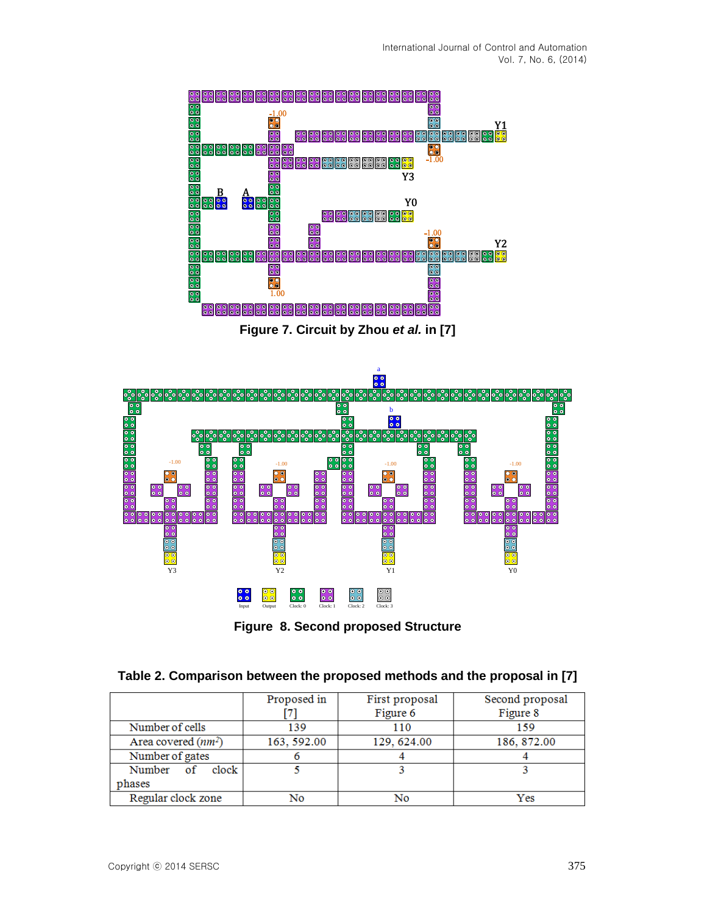**Figure 7. Circuit by Zhou *et al.* in [7]**

**Figure 8. Second proposed Structure**

**Table 2. Comparison between the proposed methods and the proposal in [7]**

| | Proposed in [7] | First proposal Figure 6 | Second proposal Figure 8 |
|---|---|---|---|
| Number of cells | 139 | 110 | 159 |
| Area covered ($nm^2$) | 163, 592.00 | 129, 624.00 | 186, 872.00 |
| Number of gates | 6 | 4 | 4 |
| Number of clock phases | 5 | 3 | 3 |
| Regular clock zone | No | No | Yes |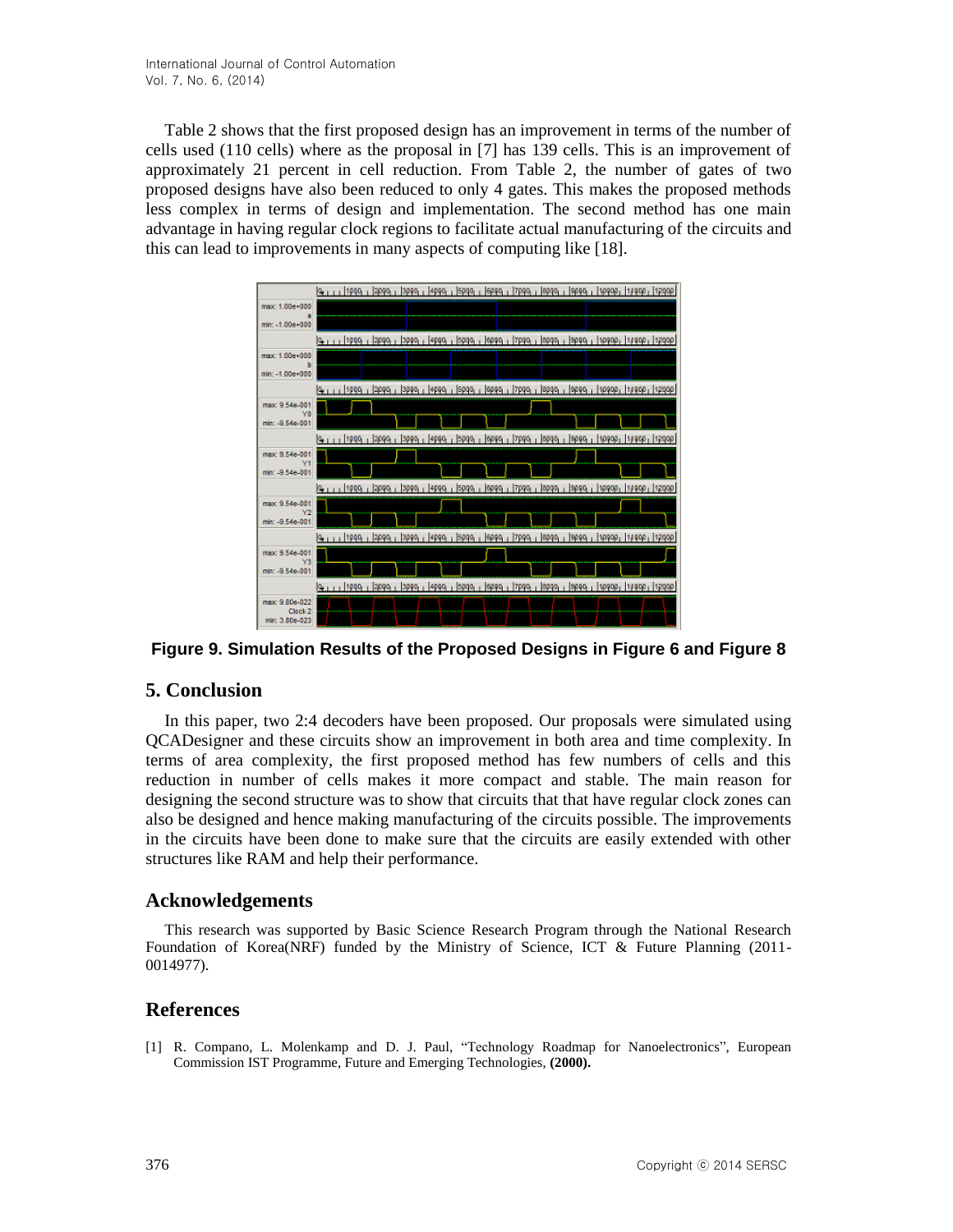Table 2 shows that the first proposed design has an improvement in terms of the number of cells used (110 cells) where as the proposal in [7] has 139 cells. This is an improvement of approximately 21 percent in cell reduction. From Table 2, the number of gates of two proposed designs have also been reduced to only 4 gates. This makes the proposed methods less complex in terms of design and implementation. The second method has one main advantage in having regular clock regions to facilitate actual manufacturing of the circuits and this can lead to improvements in many aspects of computing like [18].

**Figure 9. Simulation Results of the Proposed Designs in Figure 6 and Figure 8**

## 5. Conclusion

In this paper, two 2:4 decoders have been proposed. Our proposals were simulated using QCADesigner and these circuits show an improvement in both area and time complexity. In terms of area complexity, the first proposed method has few numbers of cells and this reduction in number of cells makes it more compact and stable. The main reason for designing the second structure was to show that circuits that that have regular clock zones can also be designed and hence making manufacturing of the circuits possible. The improvements in the circuits have been done to make sure that the circuits are easily extended with other structures like RAM and help their performance.

## Acknowledgements

This research was supported by Basic Science Research Program through the National Research Foundation of Korea(NRF) funded by the Ministry of Science, ICT & Future Planning (2011-0014977).

## References

[1] R. Compano, L. Molenkamp and D. J. Paul, "Technology Roadmap for Nanoelectronics", European Commission IST Programme, Future and Emerging Technologies, **(2000).**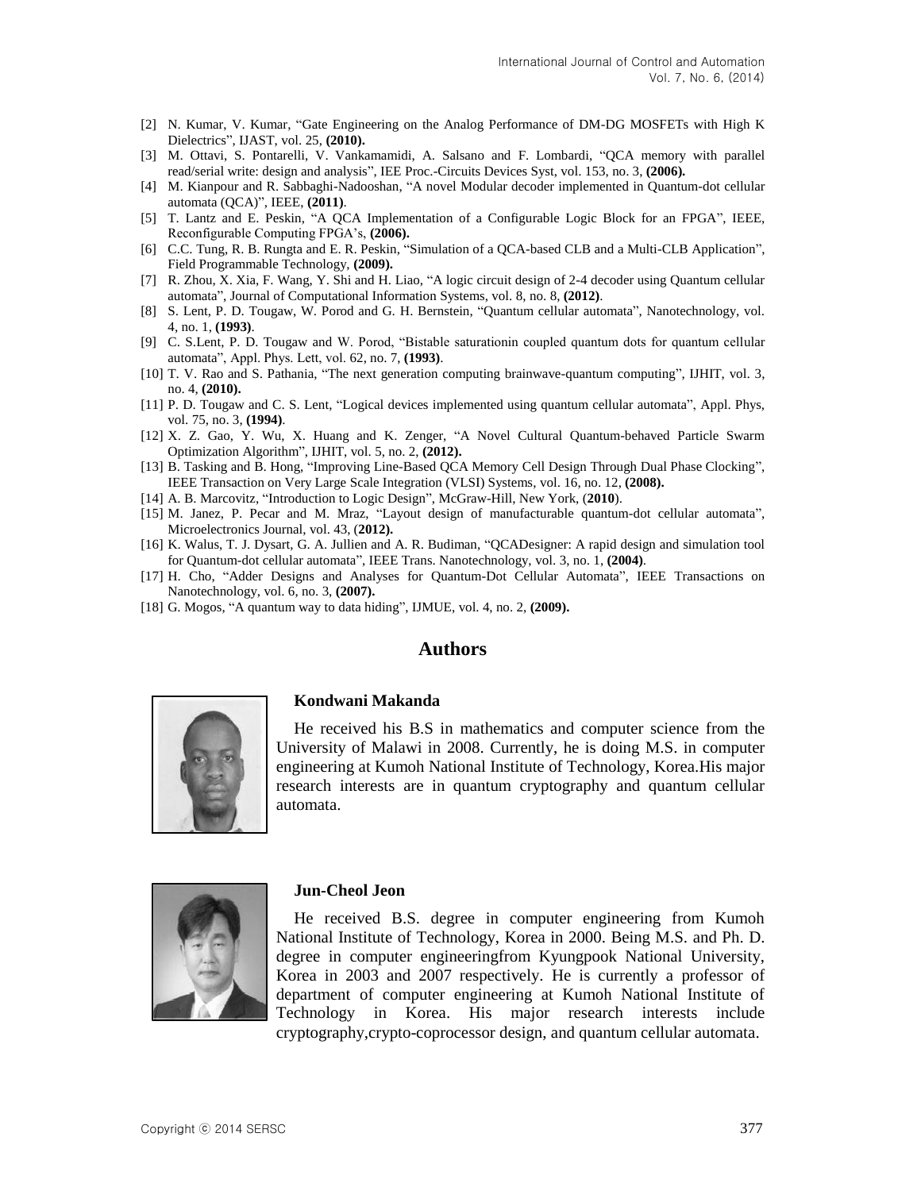[2] N. Kumar, V. Kumar, "Gate Engineering on the Analog Performance of DM-DG MOSFETs with High K Dielectrics", IJAST, vol. 25, **(2010).**

[3] M. Ottavi, S. Pontarelli, V. Vankamamidi, A. Salsano and F. Lombardi, "QCA memory with parallel read/serial write: design and analysis", IEE Proc.-Circuits Devices Syst, vol. 153, no. 3, **(2006).**

[4] M. Kianpour and R. Sabbaghi-Nadooshan, "A novel Modular decoder implemented in Quantum-dot cellular automata (QCA)", IEEE, **(2011)**.

[5] T. Lantz and E. Peskin, "A QCA Implementation of a Configurable Logic Block for an FPGA", IEEE, Reconfigurable Computing FPGA's, **(2006).**

[6] C.C. Tung, R. B. Rungta and E. R. Peskin, "Simulation of a QCA-based CLB and a Multi-CLB Application", Field Programmable Technology, **(2009).**

[7] R. Zhou, X. Xia, F. Wang, Y. Shi and H. Liao, "A logic circuit design of 2-4 decoder using Quantum cellular automata", Journal of Computational Information Systems, vol. 8, no. 8, **(2012)**.

[8] S. Lent, P. D. Tougaw, W. Porod and G. H. Bernstein, "Quantum cellular automata", Nanotechnology, vol. 4, no. 1, **(1993)**.

[9] C. S.Lent, P. D. Tougaw and W. Porod, "Bistable saturationin coupled quantum dots for quantum cellular automata", Appl. Phys. Lett, vol. 62, no. 7, **(1993)**.

[10] T. V. Rao and S. Pathania, "The next generation computing brainwave-quantum computing", IJHIT, vol. 3, no. 4, **(2010).**

[11] P. D. Tougaw and C. S. Lent, "Logical devices implemented using quantum cellular automata", Appl. Phys, vol. 75, no. 3, **(1994)**.

[12] X. Z. Gao, Y. Wu, X. Huang and K. Zenger, "A Novel Cultural Quantum-behaved Particle Swarm Optimization Algorithm", IJHIT, vol. 5, no. 2, **(2012).**

[13] B. Tasking and B. Hong, "Improving Line-Based QCA Memory Cell Design Through Dual Phase Clocking", IEEE Transaction on Very Large Scale Integration (VLSI) Systems, vol. 16, no. 12, **(2008).**

[14] A. B. Marcovitz, "Introduction to Logic Design", McGraw-Hill, New York, (**2010**).

[15] M. Janez, P. Pecar and M. Mraz, "Layout design of manufacturable quantum-dot cellular automata", Microelectronics Journal, vol. 43, (**2012).**

[16] K. Walus, T. J. Dysart, G. A. Jullien and A. R. Budiman, "QCADesigner: A rapid design and simulation tool for Quantum-dot cellular automata", IEEE Trans. Nanotechnology, vol. 3, no. 1, **(2004)**.

[17] H. Cho, "Adder Designs and Analyses for Quantum-Dot Cellular Automata", IEEE Transactions on Nanotechnology, vol. 6, no. 3, **(2007).**

[18] G. Mogos, "A quantum way to data hiding", IJMUE, vol. 4, no. 2, **(2009).**

## Authors

**Kondwani Makanda**

He received his B.S in mathematics and computer science from the University of Malawi in 2008. Currently, he is doing M.S. in computer engineering at Kumoh National Institute of Technology, Korea.His major research interests are in quantum cryptography and quantum cellular automata.

**Jun-Cheol Jeon**

He received B.S. degree in computer engineering from Kumoh National Institute of Technology, Korea in 2000. Being M.S. and Ph. D. degree in computer engineeringfrom Kyungpook National University, Korea in 2003 and 2007 respectively. He is currently a professor of department of computer engineering at Kumoh National Institute of Technology in Korea. His major research interests include cryptography,crypto-coprocessor design, and quantum cellular automata.